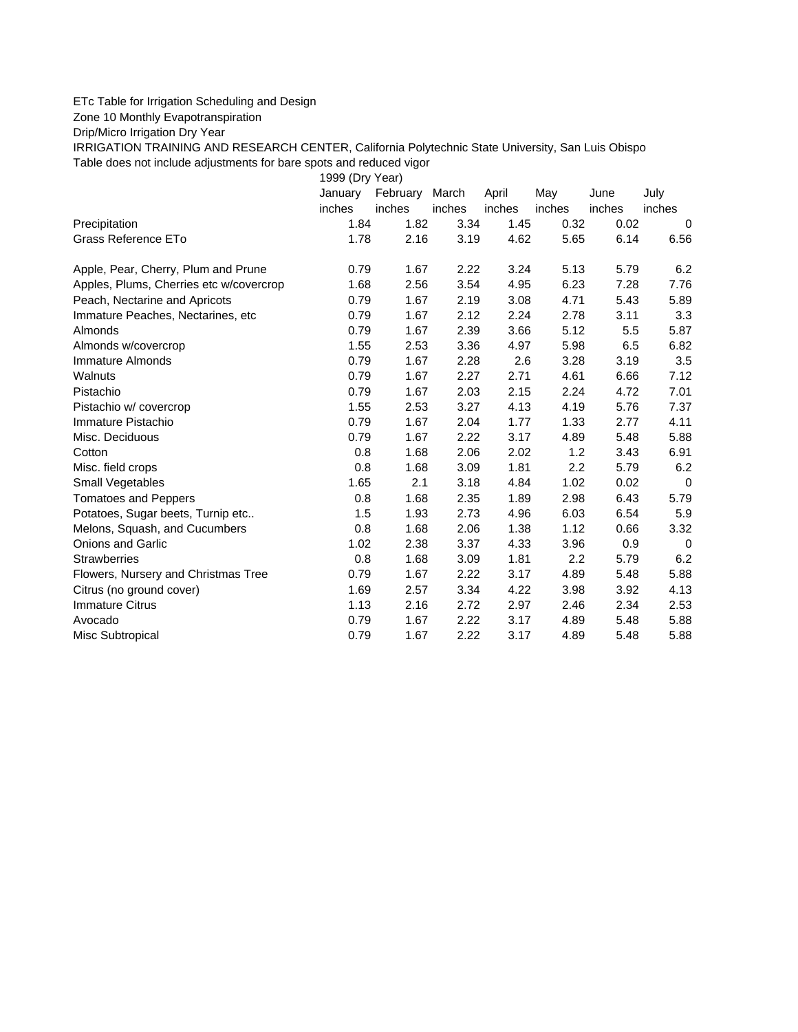ETc Table for Irrigation Scheduling and Design

Zone 10 Monthly Evapotranspiration

Drip/Micro Irrigation Dry Year

IRRIGATION TRAINING AND RESEARCH CENTER, California Polytechnic State University, San Luis Obispo

Table does not include adjustments for bare spots and reduced vigor

| | 1999 (Dry Year) | | | | | | |
|---|---|---|---|---|---|---|---|
| | January | February | March | April | May | June | July |
| | inches | inches | inches | inches | inches | inches | inches |
| Precipitation | 1.84 | 1.82 | 3.34 | 1.45 | 0.32 | 0.02 | 0 |
| Grass Reference ETo | 1.78 | 2.16 | 3.19 | 4.62 | 5.65 | 6.14 | 6.56 |
| Apple, Pear, Cherry, Plum and Prune | 0.79 | 1.67 | 2.22 | 3.24 | 5.13 | 5.79 | 6.2 |
| Apples, Plums, Cherries etc w/covercrop | 1.68 | 2.56 | 3.54 | 4.95 | 6.23 | 7.28 | 7.76 |
| Peach, Nectarine and Apricots | 0.79 | 1.67 | 2.19 | 3.08 | 4.71 | 5.43 | 5.89 |
| Immature Peaches, Nectarines, etc | 0.79 | 1.67 | 2.12 | 2.24 | 2.78 | 3.11 | 3.3 |
| Almonds | 0.79 | 1.67 | 2.39 | 3.66 | 5.12 | 5.5 | 5.87 |
| Almonds w/covercrop | 1.55 | 2.53 | 3.36 | 4.97 | 5.98 | 6.5 | 6.82 |
| Immature Almonds | 0.79 | 1.67 | 2.28 | 2.6 | 3.28 | 3.19 | 3.5 |
| Walnuts | 0.79 | 1.67 | 2.27 | 2.71 | 4.61 | 6.66 | 7.12 |
| Pistachio | 0.79 | 1.67 | 2.03 | 2.15 | 2.24 | 4.72 | 7.01 |
| Pistachio w/ covercrop | 1.55 | 2.53 | 3.27 | 4.13 | 4.19 | 5.76 | 7.37 |
| Immature Pistachio | 0.79 | 1.67 | 2.04 | 1.77 | 1.33 | 2.77 | 4.11 |
| Misc. Deciduous | 0.79 | 1.67 | 2.22 | 3.17 | 4.89 | 5.48 | 5.88 |
| Cotton | 0.8 | 1.68 | 2.06 | 2.02 | 1.2 | 3.43 | 6.91 |
| Misc. field crops | 0.8 | 1.68 | 3.09 | 1.81 | 2.2 | 5.79 | 6.2 |
| Small Vegetables | 1.65 | 2.1 | 3.18 | 4.84 | 1.02 | 0.02 | 0 |
| Tomatoes and Peppers | 0.8 | 1.68 | 2.35 | 1.89 | 2.98 | 6.43 | 5.79 |
| Potatoes, Sugar beets, Turnip etc.. | 1.5 | 1.93 | 2.73 | 4.96 | 6.03 | 6.54 | 5.9 |
| Melons, Squash, and Cucumbers | 0.8 | 1.68 | 2.06 | 1.38 | 1.12 | 0.66 | 3.32 |
| Onions and Garlic | 1.02 | 2.38 | 3.37 | 4.33 | 3.96 | 0.9 | 0 |
| Strawberries | 0.8 | 1.68 | 3.09 | 1.81 | 2.2 | 5.79 | 6.2 |
| Flowers, Nursery and Christmas Tree | 0.79 | 1.67 | 2.22 | 3.17 | 4.89 | 5.48 | 5.88 |
| Citrus (no ground cover) | 1.69 | 2.57 | 3.34 | 4.22 | 3.98 | 3.92 | 4.13 |
| Immature Citrus | 1.13 | 2.16 | 2.72 | 2.97 | 2.46 | 2.34 | 2.53 |
| Avocado | 0.79 | 1.67 | 2.22 | 3.17 | 4.89 | 5.48 | 5.88 |
| Misc Subtropical | 0.79 | 1.67 | 2.22 | 3.17 | 4.89 | 5.48 | 5.88 |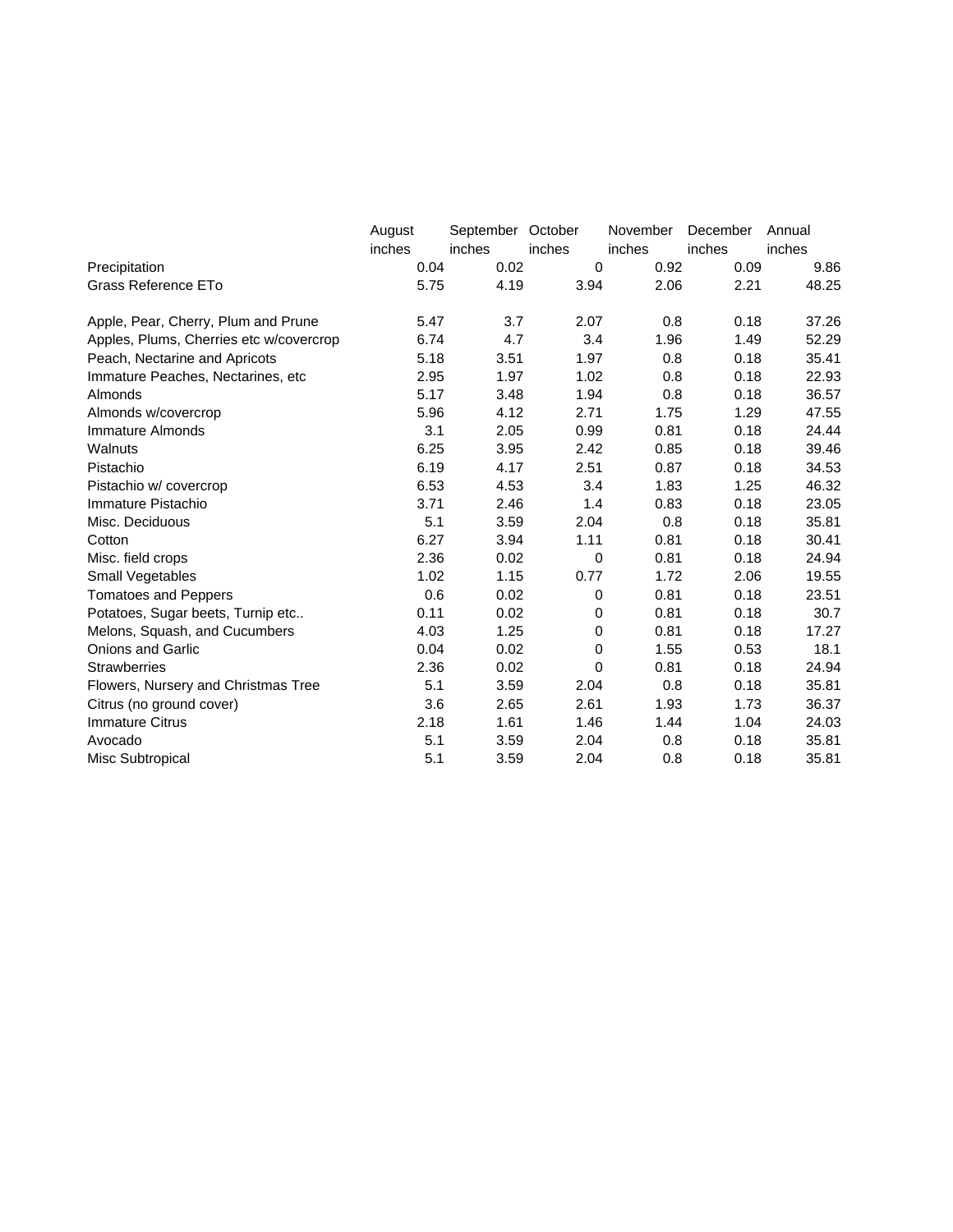| | August inches | September inches | October inches | November inches | December inches | Annual inches |
|---|---|---|---|---|---|---|
| Precipitation | 0.04 | 0.02 | 0 | 0.92 | 0.09 | 9.86 |
| Grass Reference ETo | 5.75 | 4.19 | 3.94 | 2.06 | 2.21 | 48.25 |
| | | | | | | |
| Apple, Pear, Cherry, Plum and Prune | 5.47 | 3.7 | 2.07 | 0.8 | 0.18 | 37.26 |
| Apples, Plums, Cherries etc w/covercrop | 6.74 | 4.7 | 3.4 | 1.96 | 1.49 | 52.29 |
| Peach, Nectarine and Apricots | 5.18 | 3.51 | 1.97 | 0.8 | 0.18 | 35.41 |
| Immature Peaches, Nectarines, etc | 2.95 | 1.97 | 1.02 | 0.8 | 0.18 | 22.93 |
| Almonds | 5.17 | 3.48 | 1.94 | 0.8 | 0.18 | 36.57 |
| Almonds w/covercrop | 5.96 | 4.12 | 2.71 | 1.75 | 1.29 | 47.55 |
| Immature Almonds | 3.1 | 2.05 | 0.99 | 0.81 | 0.18 | 24.44 |
| Walnuts | 6.25 | 3.95 | 2.42 | 0.85 | 0.18 | 39.46 |
| Pistachio | 6.19 | 4.17 | 2.51 | 0.87 | 0.18 | 34.53 |
| Pistachio w/ covercrop | 6.53 | 4.53 | 3.4 | 1.83 | 1.25 | 46.32 |
| Immature Pistachio | 3.71 | 2.46 | 1.4 | 0.83 | 0.18 | 23.05 |
| Misc. Deciduous | 5.1 | 3.59 | 2.04 | 0.8 | 0.18 | 35.81 |
| Cotton | 6.27 | 3.94 | 1.11 | 0.81 | 0.18 | 30.41 |
| Misc. field crops | 2.36 | 0.02 | 0 | 0.81 | 0.18 | 24.94 |
| Small Vegetables | 1.02 | 1.15 | 0.77 | 1.72 | 2.06 | 19.55 |
| Tomatoes and Peppers | 0.6 | 0.02 | 0 | 0.81 | 0.18 | 23.51 |
| Potatoes, Sugar beets, Turnip etc.. | 0.11 | 0.02 | 0 | 0.81 | 0.18 | 30.7 |
| Melons, Squash, and Cucumbers | 4.03 | 1.25 | 0 | 0.81 | 0.18 | 17.27 |
| Onions and Garlic | 0.04 | 0.02 | 0 | 1.55 | 0.53 | 18.1 |
| Strawberries | 2.36 | 0.02 | 0 | 0.81 | 0.18 | 24.94 |
| Flowers, Nursery and Christmas Tree | 5.1 | 3.59 | 2.04 | 0.8 | 0.18 | 35.81 |
| Citrus (no ground cover) | 3.6 | 2.65 | 2.61 | 1.93 | 1.73 | 36.37 |
| Immature Citrus | 2.18 | 1.61 | 1.46 | 1.44 | 1.04 | 24.03 |
| Avocado | 5.1 | 3.59 | 2.04 | 0.8 | 0.18 | 35.81 |
| Misc Subtropical | 5.1 | 3.59 | 2.04 | 0.8 | 0.18 | 35.81 |